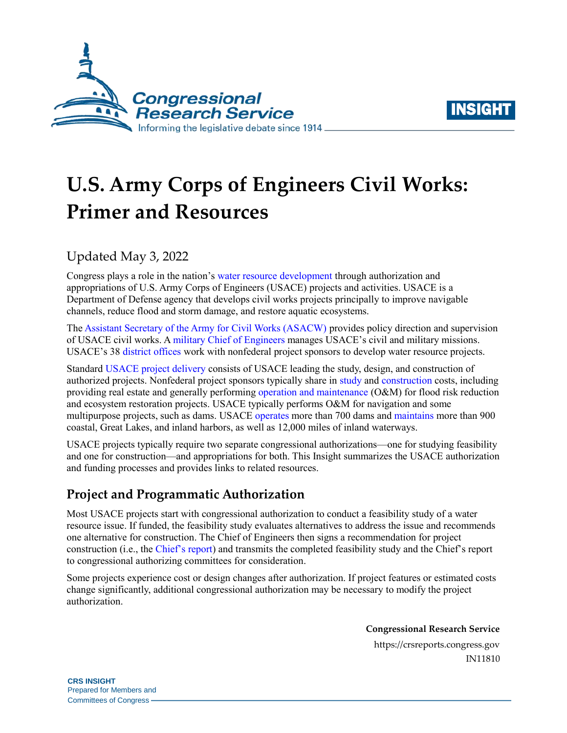# U.S. Army Corps of Engineers Civil Works: Primer and Resources

Updated May 3, 2022

Congress plays a role in the nation's water resource development through authorization and appropriations of U.S. Army Corps of Engineers (USACE) projects and activities. USACE is a Department of Defense agency that develops civil works projects principally to improve navigable channels, reduce flood and storm damage, and restore aquatic ecosystems.

The Assistant Secretary of the Army for Civil Works (ASACW) provides policy direction and supervision of USACE civil works. A military Chief of Engineers manages USACE's civil and military missions. USACE's 38 district offices work with nonfederal project sponsors to develop water resource projects.

Standard USACE project delivery consists of USACE leading the study, design, and construction of authorized projects. Nonfederal project sponsors typically share in study and construction costs, including providing real estate and generally performing operation and maintenance (O&M) for flood risk reduction and ecosystem restoration projects. USACE typically performs O&M for navigation and some multipurpose projects, such as dams. USACE operates more than 700 dams and maintains more than 900 coastal, Great Lakes, and inland harbors, as well as 12,000 miles of inland waterways.

USACE projects typically require two separate congressional authorizations—one for studying feasibility and one for construction—and appropriations for both. This Insight summarizes the USACE authorization and funding processes and provides links to related resources.

## Project and Programmatic Authorization

Most USACE projects start with congressional authorization to conduct a feasibility study of a water resource issue. If funded, the feasibility study evaluates alternatives to address the issue and recommends one alternative for construction. The Chief of Engineers then signs a recommendation for project construction (i.e., the Chief's report) and transmits the completed feasibility study and the Chief's report to congressional authorizing committees for consideration.

Some projects experience cost or design changes after authorization. If project features or estimated costs change significantly, additional congressional authorization may be necessary to modify the project authorization.

**Congressional Research Service**
https://crsreports.congress.gov
IN11810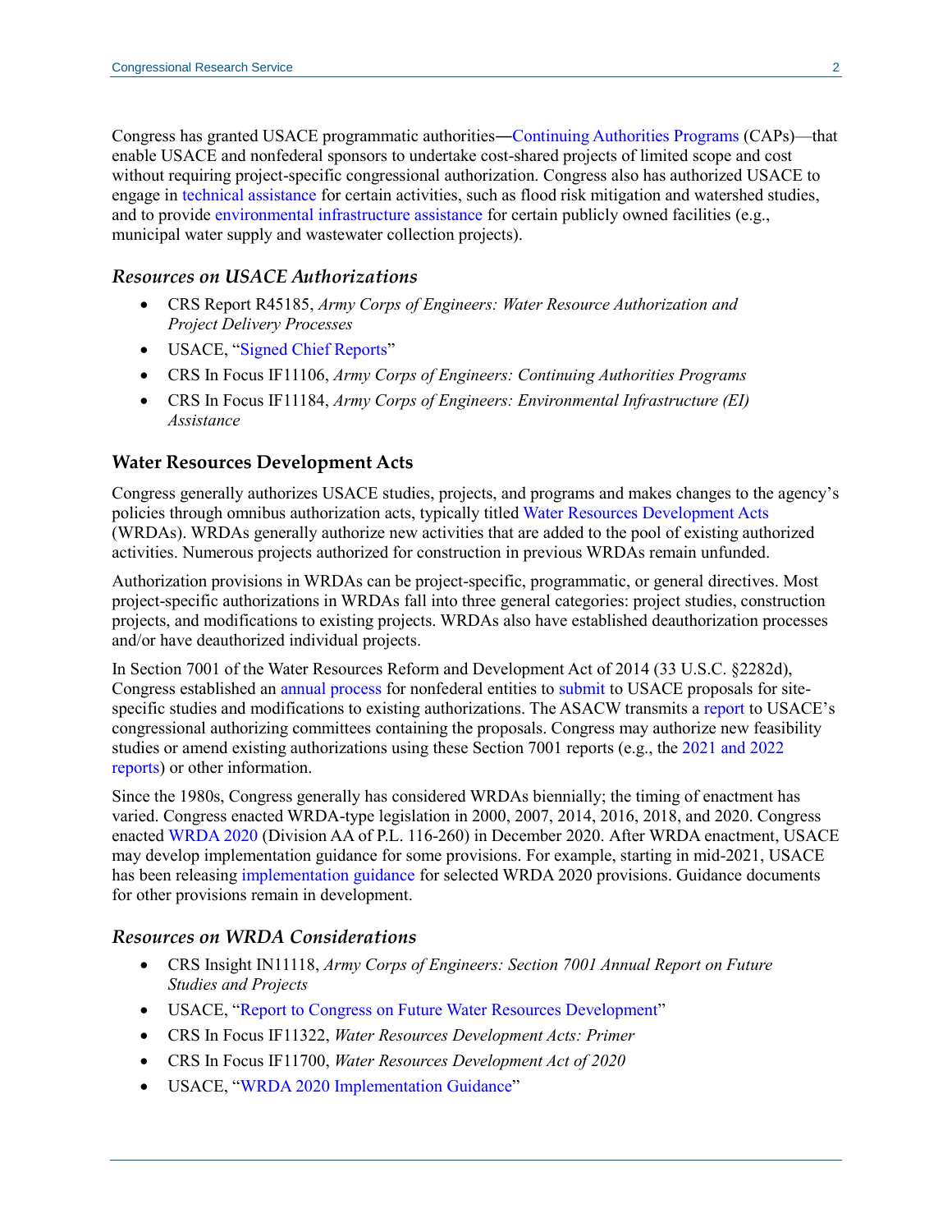Congress has granted USACE programmatic authorities—Continuing Authorities Programs (CAPs)—that enable USACE and nonfederal sponsors to undertake cost-shared projects of limited scope and cost without requiring project-specific congressional authorization. Congress also has authorized USACE to engage in technical assistance for certain activities, such as flood risk mitigation and watershed studies, and to provide environmental infrastructure assistance for certain publicly owned facilities (e.g., municipal water supply and wastewater collection projects).

### *Resources on USACE Authorizations*

- CRS Report R45185, *Army Corps of Engineers: Water Resource Authorization and Project Delivery Processes*
- USACE, "Signed Chief Reports"
- CRS In Focus IF11106, *Army Corps of Engineers: Continuing Authorities Programs*
- CRS In Focus IF11184, *Army Corps of Engineers: Environmental Infrastructure (EI) Assistance*

## Water Resources Development Acts

Congress generally authorizes USACE studies, projects, and programs and makes changes to the agency's policies through omnibus authorization acts, typically titled Water Resources Development Acts (WRDAs). WRDAs generally authorize new activities that are added to the pool of existing authorized activities. Numerous projects authorized for construction in previous WRDAs remain unfunded.

Authorization provisions in WRDAs can be project-specific, programmatic, or general directives. Most project-specific authorizations in WRDAs fall into three general categories: project studies, construction projects, and modifications to existing projects. WRDAs also have established deauthorization processes and/or have deauthorized individual projects.

In Section 7001 of the Water Resources Reform and Development Act of 2014 (33 U.S.C. §2282d), Congress established an annual process for nonfederal entities to submit to USACE proposals for site-specific studies and modifications to existing authorizations. The ASACW transmits a report to USACE's congressional authorizing committees containing the proposals. Congress may authorize new feasibility studies or amend existing authorizations using these Section 7001 reports (e.g., the 2021 and 2022 reports) or other information.

Since the 1980s, Congress generally has considered WRDAs biennially; the timing of enactment has varied. Congress enacted WRDA-type legislation in 2000, 2007, 2014, 2016, 2018, and 2020. Congress enacted WRDA 2020 (Division AA of P.L. 116-260) in December 2020. After WRDA enactment, USACE may develop implementation guidance for some provisions. For example, starting in mid-2021, USACE has been releasing implementation guidance for selected WRDA 2020 provisions. Guidance documents for other provisions remain in development.

### *Resources on WRDA Considerations*

- CRS Insight IN11118, *Army Corps of Engineers: Section 7001 Annual Report on Future Studies and Projects*
- USACE, "Report to Congress on Future Water Resources Development"
- CRS In Focus IF11322, *Water Resources Development Acts: Primer*
- CRS In Focus IF11700, *Water Resources Development Act of 2020*
- USACE, "WRDA 2020 Implementation Guidance"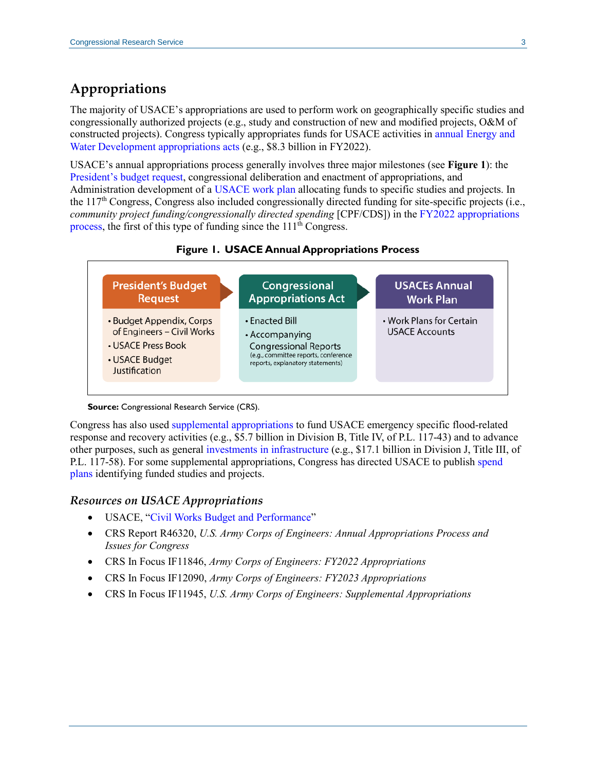## Appropriations

The majority of USACE's appropriations are used to perform work on geographically specific studies and congressionally authorized projects (e.g., study and construction of new and modified projects, O&M of constructed projects). Congress typically appropriates funds for USACE activities in annual Energy and Water Development appropriations acts (e.g., $8.3 billion in FY2022).

USACE's annual appropriations process generally involves three major milestones (see **Figure 1**): the President's budget request, congressional deliberation and enactment of appropriations, and Administration development of a USACE work plan allocating funds to specific studies and projects. In the 117th Congress, Congress also included congressionally directed funding for site-specific projects (i.e., *community project funding/congressionally directed spending* [CPF/CDS]) in the FY2022 appropriations process, the first of this type of funding since the 111th Congress.

**Figure 1. USACE Annual Appropriations Process**

President's Budget Request

- Budget Appendix, Corps of Engineers – Civil Works
- USACE Press Book
- USACE Budget Justification

Congressional Appropriations Act

- Enacted Bill
- Accompanying Congressional Reports (e.g., committee reports, conference reports, explanatory statements)

USACEs Annual Work Plan

- Work Plans for Certain USACE Accounts

**Source:** Congressional Research Service (CRS).

Congress has also used supplemental appropriations to fund USACE emergency specific flood-related response and recovery activities (e.g., $5.7 billion in Division B, Title IV, of P.L. 117-43) and to advance other purposes, such as general investments in infrastructure (e.g., $17.1 billion in Division J, Title III, of P.L. 117-58). For some supplemental appropriations, Congress has directed USACE to publish spend plans identifying funded studies and projects.

### *Resources on USACE Appropriations*

- USACE, "Civil Works Budget and Performance"
- CRS Report R46320, *U.S. Army Corps of Engineers: Annual Appropriations Process and Issues for Congress*
- CRS In Focus IF11846, *Army Corps of Engineers: FY2022 Appropriations*
- CRS In Focus IF12090, *Army Corps of Engineers: FY2023 Appropriations*
- CRS In Focus IF11945, *U.S. Army Corps of Engineers: Supplemental Appropriations*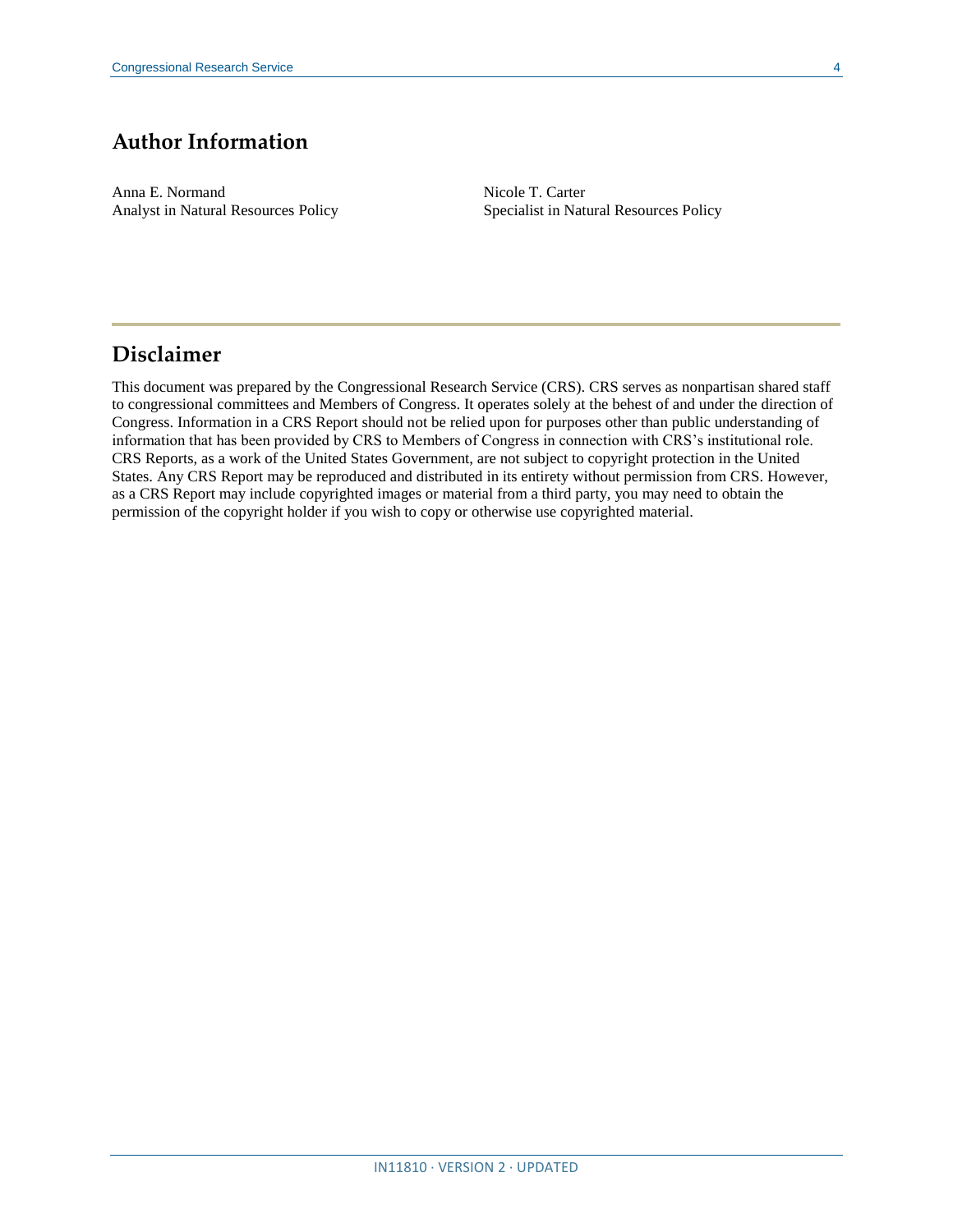## Author Information

Anna E. Normand
Analyst in Natural Resources Policy

Nicole T. Carter
Specialist in Natural Resources Policy

## Disclaimer

This document was prepared by the Congressional Research Service (CRS). CRS serves as nonpartisan shared staff to congressional committees and Members of Congress. It operates solely at the behest of and under the direction of Congress. Information in a CRS Report should not be relied upon for purposes other than public understanding of information that has been provided by CRS to Members of Congress in connection with CRS's institutional role. CRS Reports, as a work of the United States Government, are not subject to copyright protection in the United States. Any CRS Report may be reproduced and distributed in its entirety without permission from CRS. However, as a CRS Report may include copyrighted images or material from a third party, you may need to obtain the permission of the copyright holder if you wish to copy or otherwise use copyrighted material.

IN11810 · VERSION 2 · UPDATED